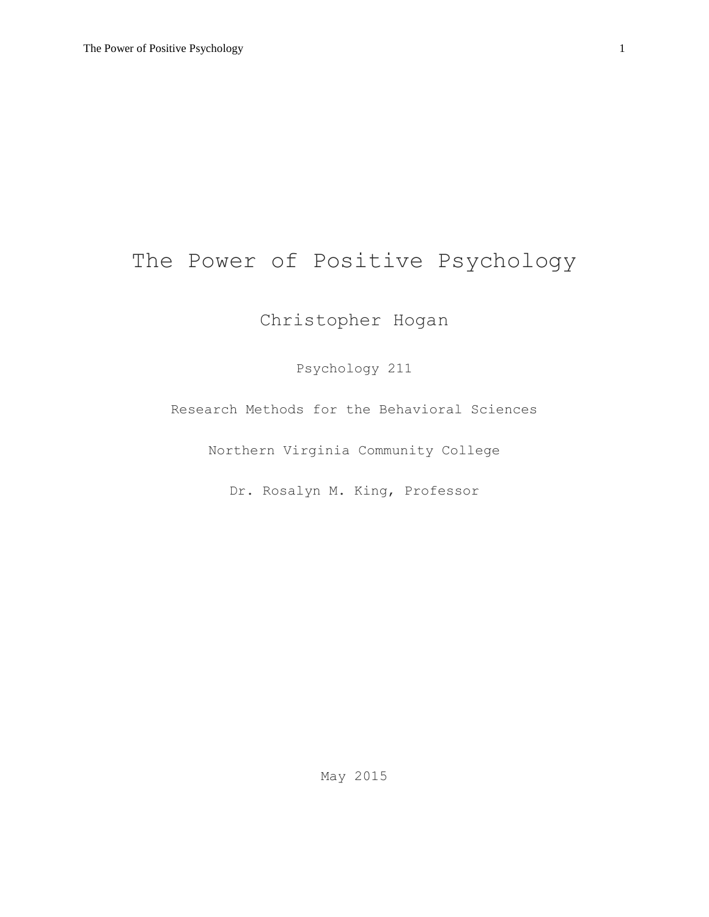# The Power of Positive Psychology

Christopher Hogan

Psychology 211

Research Methods for the Behavioral Sciences

Northern Virginia Community College

Dr. Rosalyn M. King, Professor

May 2015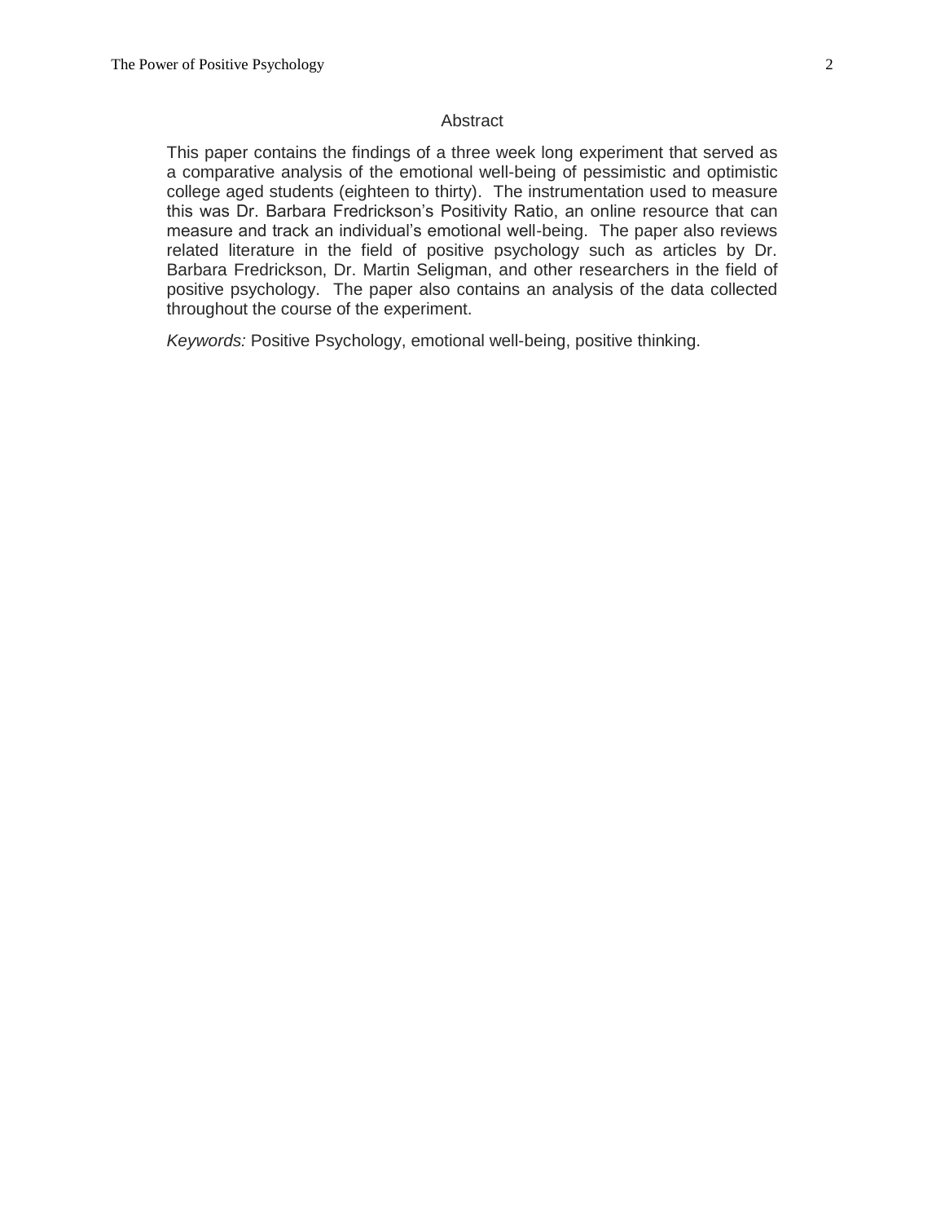## Abstract

This paper contains the findings of a three week long experiment that served as a comparative analysis of the emotional well-being of pessimistic and optimistic college aged students (eighteen to thirty). The instrumentation used to measure this was Dr. Barbara Fredrickson's Positivity Ratio, an online resource that can measure and track an individual's emotional well-being. The paper also reviews related literature in the field of positive psychology such as articles by Dr. Barbara Fredrickson, Dr. Martin Seligman, and other researchers in the field of positive psychology. The paper also contains an analysis of the data collected throughout the course of the experiment.

*Keywords:* Positive Psychology, emotional well-being, positive thinking.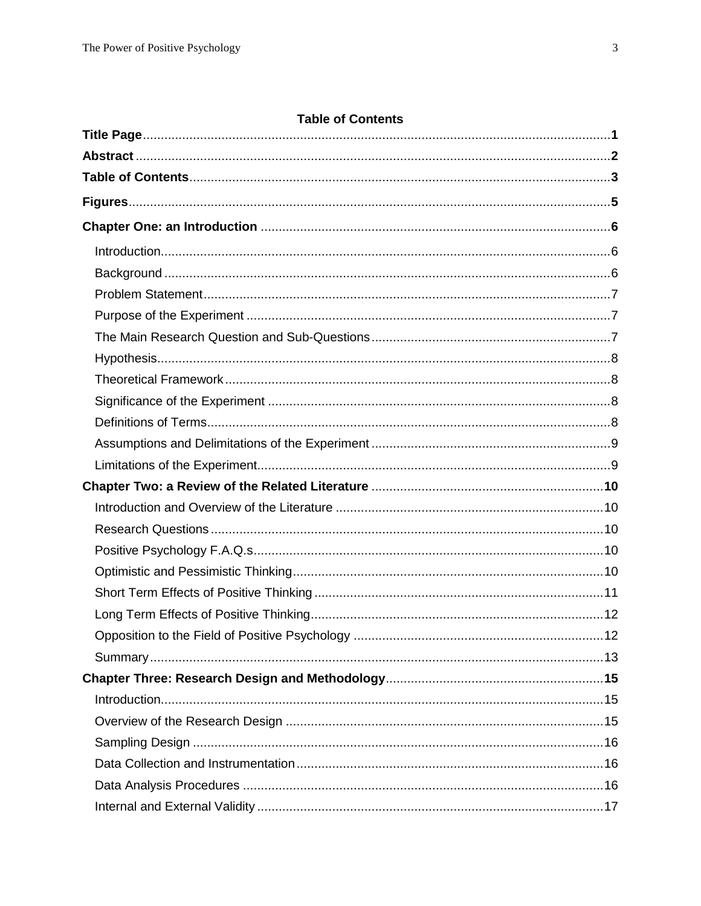## Table of Contents

**Title Page** .......... **1**

**Abstract** .......... **2**

**Table of Contents** .......... **3**

**Figures** .......... **5**

**Chapter One: an Introduction** .......... **6**

- Introduction .......... 6
- Background .......... 6
- Problem Statement .......... 7
- Purpose of the Experiment .......... 7
- The Main Research Question and Sub-Questions .......... 7
- Hypothesis .......... 8
- Theoretical Framework .......... 8
- Significance of the Experiment .......... 8
- Definitions of Terms .......... 8
- Assumptions and Delimitations of the Experiment .......... 9
- Limitations of the Experiment .......... 9

**Chapter Two: a Review of the Related Literature** .......... **10**

- Introduction and Overview of the Literature .......... 10
- Research Questions .......... 10
- Positive Psychology F.A.Q.s .......... 10
- Optimistic and Pessimistic Thinking .......... 10
- Short Term Effects of Positive Thinking .......... 11
- Long Term Effects of Positive Thinking .......... 12
- Opposition to the Field of Positive Psychology .......... 12
- Summary .......... 13

**Chapter Three: Research Design and Methodology** .......... **15**

- Introduction .......... 15
- Overview of the Research Design .......... 15
- Sampling Design .......... 16
- Data Collection and Instrumentation .......... 16
- Data Analysis Procedures .......... 16
- Internal and External Validity .......... 17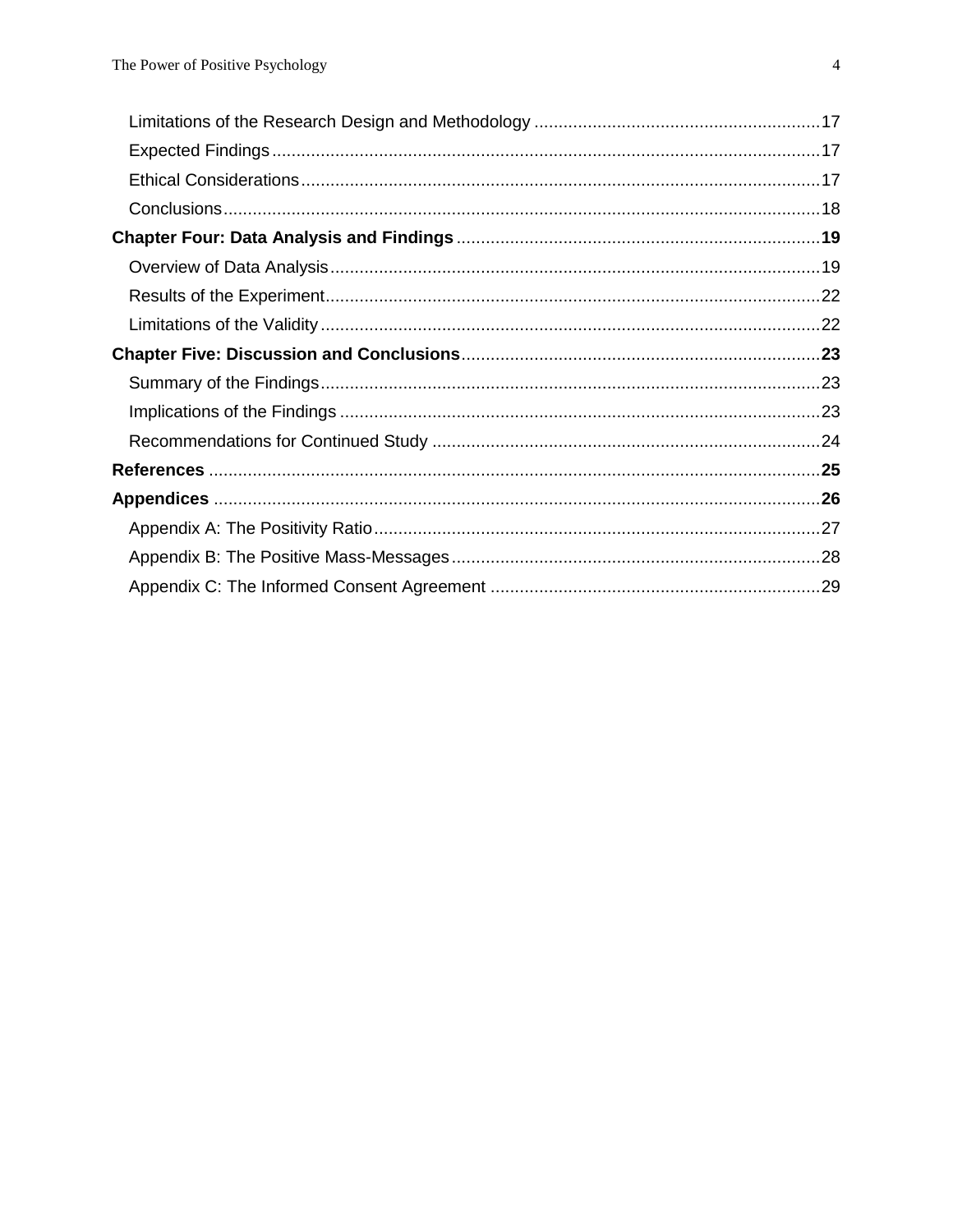Limitations of the Research Design and Methodology ..........................................................17

Expected Findings ................................................................................................................17

Ethical Considerations ..........................................................................................................17

Conclusions ..........................................................................................................................18

**Chapter Four: Data Analysis and Findings** ..........................................................................**19**

Overview of Data Analysis ....................................................................................................19

Results of the Experiment .....................................................................................................22

Limitations of the Validity ......................................................................................................22

**Chapter Five: Discussion and Conclusions** .........................................................................**23**

Summary of the Findings ......................................................................................................23

Implications of the Findings ..................................................................................................23

Recommendations for Continued Study ................................................................................24

**References** ...........................................................................................................................**25**

**Appendices** ..........................................................................................................................**26**

Appendix A: The Positivity Ratio ...........................................................................................27

Appendix B: The Positive Mass-Messages ...........................................................................28

Appendix C: The Informed Consent Agreement ...................................................................29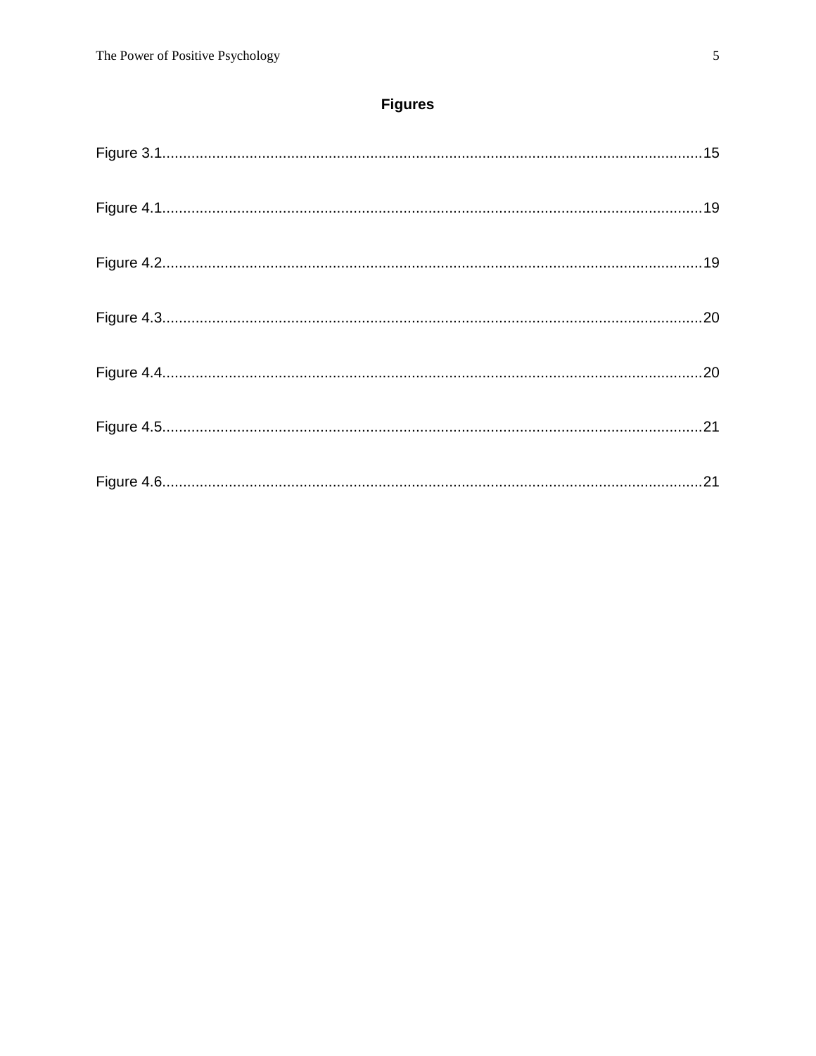# Figures

Figure 3.1................................................................................................................................15

Figure 4.1................................................................................................................................19

Figure 4.2................................................................................................................................19

Figure 4.3................................................................................................................................20

Figure 4.4................................................................................................................................20

Figure 4.5................................................................................................................................21

Figure 4.6................................................................................................................................21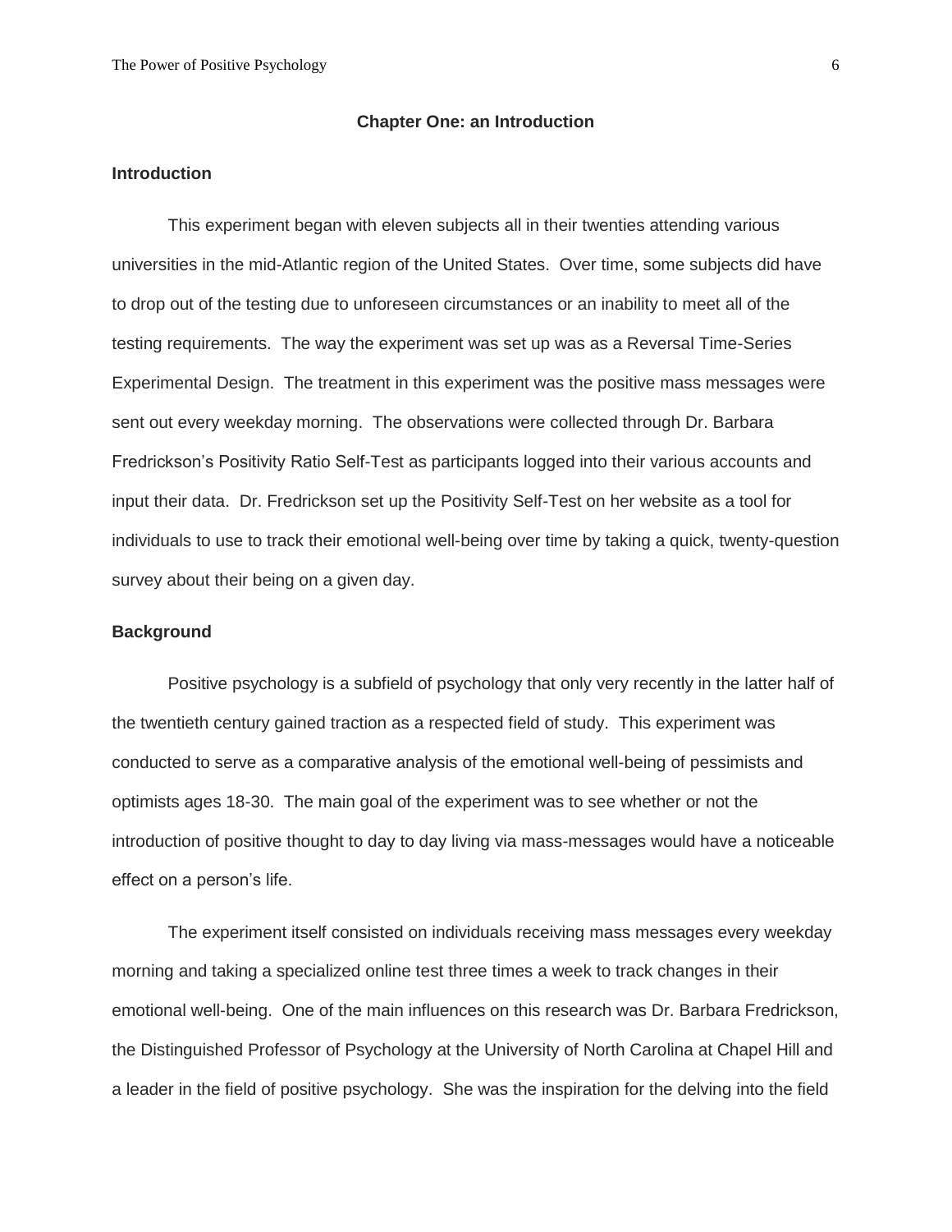## Chapter One: an Introduction

### Introduction

This experiment began with eleven subjects all in their twenties attending various universities in the mid-Atlantic region of the United States. Over time, some subjects did have to drop out of the testing due to unforeseen circumstances or an inability to meet all of the testing requirements. The way the experiment was set up was as a Reversal Time-Series Experimental Design. The treatment in this experiment was the positive mass messages were sent out every weekday morning. The observations were collected through Dr. Barbara Fredrickson's Positivity Ratio Self-Test as participants logged into their various accounts and input their data. Dr. Fredrickson set up the Positivity Self-Test on her website as a tool for individuals to use to track their emotional well-being over time by taking a quick, twenty-question survey about their being on a given day.

### Background

Positive psychology is a subfield of psychology that only very recently in the latter half of the twentieth century gained traction as a respected field of study. This experiment was conducted to serve as a comparative analysis of the emotional well-being of pessimists and optimists ages 18-30. The main goal of the experiment was to see whether or not the introduction of positive thought to day to day living via mass-messages would have a noticeable effect on a person's life.

The experiment itself consisted on individuals receiving mass messages every weekday morning and taking a specialized online test three times a week to track changes in their emotional well-being. One of the main influences on this research was Dr. Barbara Fredrickson, the Distinguished Professor of Psychology at the University of North Carolina at Chapel Hill and a leader in the field of positive psychology. She was the inspiration for the delving into the field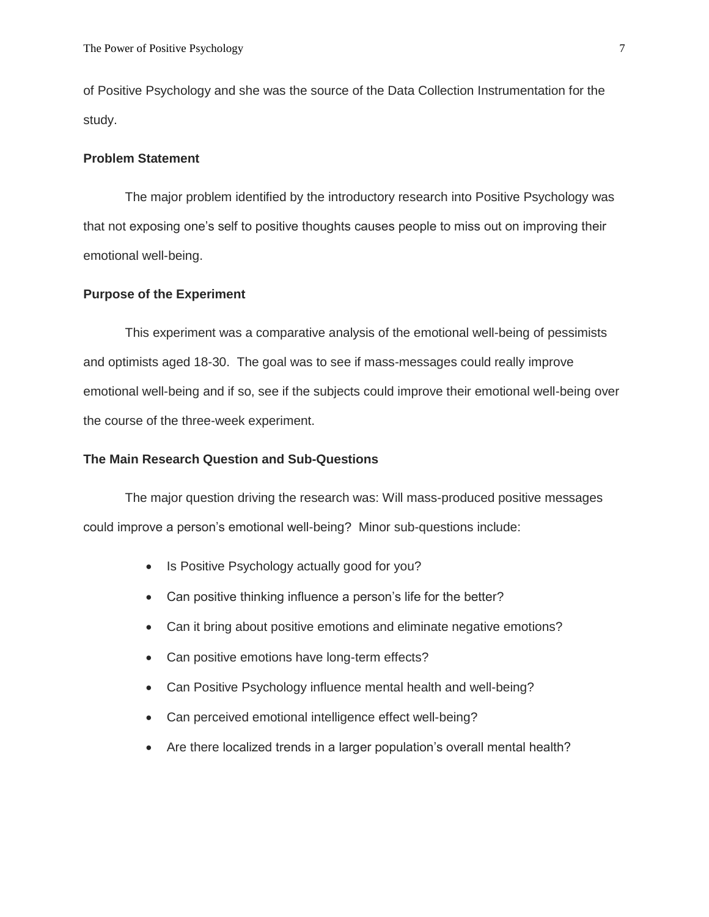of Positive Psychology and she was the source of the Data Collection Instrumentation for the study.

**Problem Statement**

The major problem identified by the introductory research into Positive Psychology was that not exposing one's self to positive thoughts causes people to miss out on improving their emotional well-being.

**Purpose of the Experiment**

This experiment was a comparative analysis of the emotional well-being of pessimists and optimists aged 18-30. The goal was to see if mass-messages could really improve emotional well-being and if so, see if the subjects could improve their emotional well-being over the course of the three-week experiment.

**The Main Research Question and Sub-Questions**

The major question driving the research was: Will mass-produced positive messages could improve a person's emotional well-being? Minor sub-questions include:

- Is Positive Psychology actually good for you?
- Can positive thinking influence a person's life for the better?
- Can it bring about positive emotions and eliminate negative emotions?
- Can positive emotions have long-term effects?
- Can Positive Psychology influence mental health and well-being?
- Can perceived emotional intelligence effect well-being?
- Are there localized trends in a larger population's overall mental health?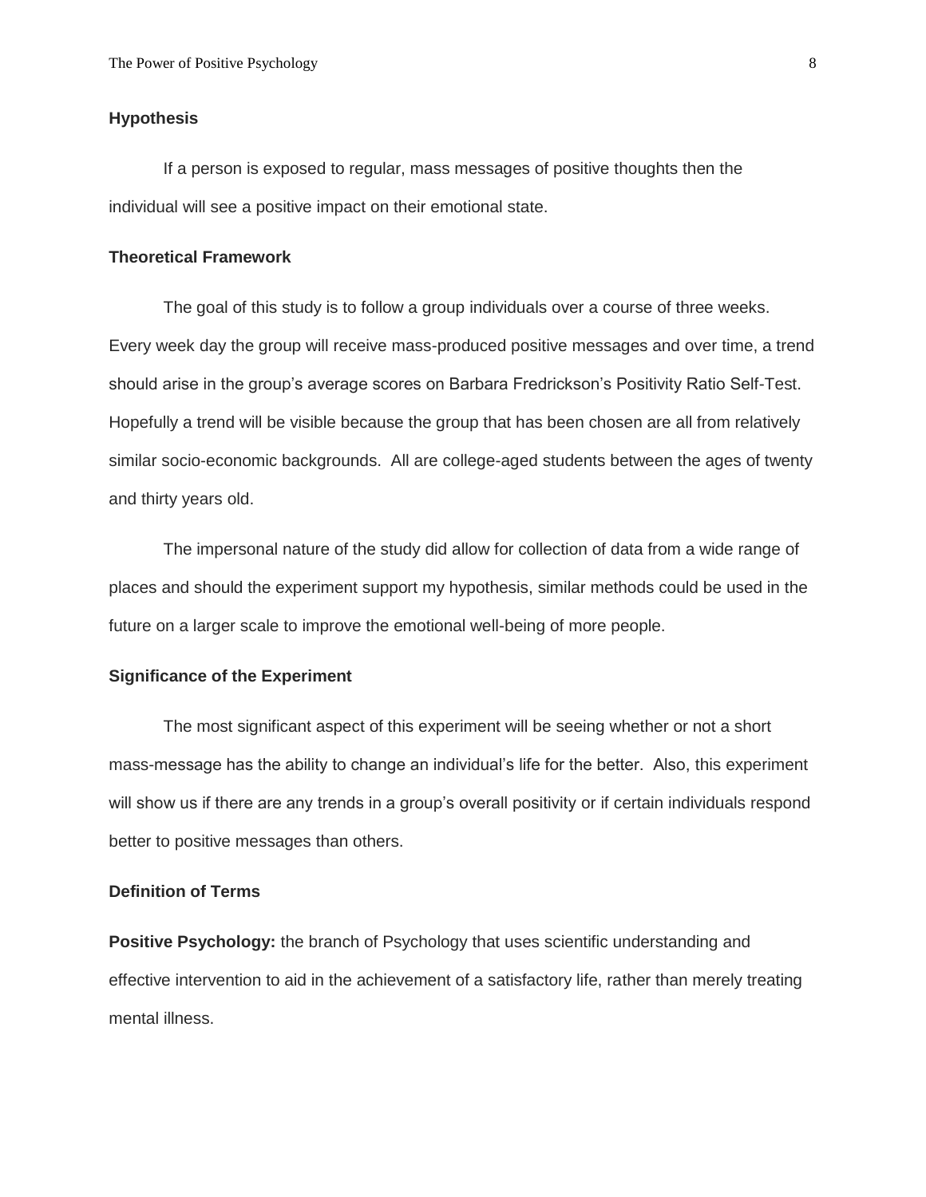**Hypothesis**

If a person is exposed to regular, mass messages of positive thoughts then the individual will see a positive impact on their emotional state.

**Theoretical Framework**

The goal of this study is to follow a group individuals over a course of three weeks. Every week day the group will receive mass-produced positive messages and over time, a trend should arise in the group's average scores on Barbara Fredrickson's Positivity Ratio Self-Test. Hopefully a trend will be visible because the group that has been chosen are all from relatively similar socio-economic backgrounds. All are college-aged students between the ages of twenty and thirty years old.

The impersonal nature of the study did allow for collection of data from a wide range of places and should the experiment support my hypothesis, similar methods could be used in the future on a larger scale to improve the emotional well-being of more people.

**Significance of the Experiment**

The most significant aspect of this experiment will be seeing whether or not a short mass-message has the ability to change an individual's life for the better. Also, this experiment will show us if there are any trends in a group's overall positivity or if certain individuals respond better to positive messages than others.

**Definition of Terms**

**Positive Psychology:** the branch of Psychology that uses scientific understanding and effective intervention to aid in the achievement of a satisfactory life, rather than merely treating mental illness.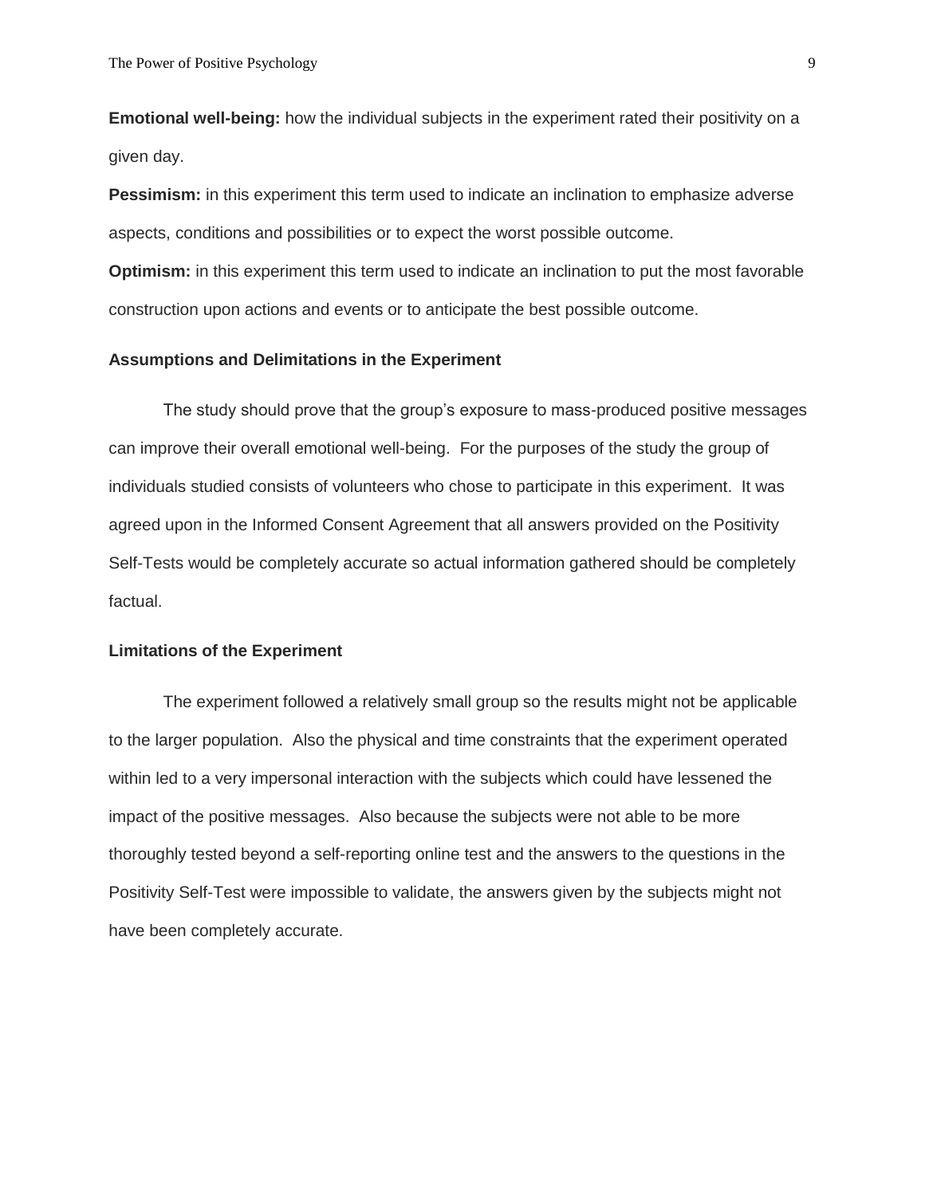**Emotional well-being:** how the individual subjects in the experiment rated their positivity on a given day.

**Pessimism:** in this experiment this term used to indicate an inclination to emphasize adverse aspects, conditions and possibilities or to expect the worst possible outcome.

**Optimism:** in this experiment this term used to indicate an inclination to put the most favorable construction upon actions and events or to anticipate the best possible outcome.

### Assumptions and Delimitations in the Experiment

The study should prove that the group's exposure to mass-produced positive messages can improve their overall emotional well-being. For the purposes of the study the group of individuals studied consists of volunteers who chose to participate in this experiment. It was agreed upon in the Informed Consent Agreement that all answers provided on the Positivity Self-Tests would be completely accurate so actual information gathered should be completely factual.

### Limitations of the Experiment

The experiment followed a relatively small group so the results might not be applicable to the larger population. Also the physical and time constraints that the experiment operated within led to a very impersonal interaction with the subjects which could have lessened the impact of the positive messages. Also because the subjects were not able to be more thoroughly tested beyond a self-reporting online test and the answers to the questions in the Positivity Self-Test were impossible to validate, the answers given by the subjects might not have been completely accurate.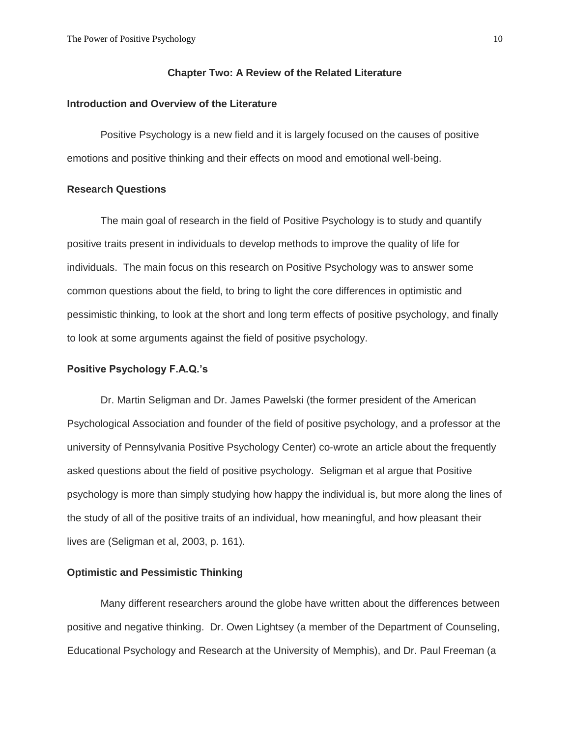## Chapter Two: A Review of the Related Literature

### Introduction and Overview of the Literature

Positive Psychology is a new field and it is largely focused on the causes of positive emotions and positive thinking and their effects on mood and emotional well-being.

### Research Questions

The main goal of research in the field of Positive Psychology is to study and quantify positive traits present in individuals to develop methods to improve the quality of life for individuals. The main focus on this research on Positive Psychology was to answer some common questions about the field, to bring to light the core differences in optimistic and pessimistic thinking, to look at the short and long term effects of positive psychology, and finally to look at some arguments against the field of positive psychology.

### Positive Psychology F.A.Q.'s

Dr. Martin Seligman and Dr. James Pawelski (the former president of the American Psychological Association and founder of the field of positive psychology, and a professor at the university of Pennsylvania Positive Psychology Center) co-wrote an article about the frequently asked questions about the field of positive psychology. Seligman et al argue that Positive psychology is more than simply studying how happy the individual is, but more along the lines of the study of all of the positive traits of an individual, how meaningful, and how pleasant their lives are (Seligman et al, 2003, p. 161).

### Optimistic and Pessimistic Thinking

Many different researchers around the globe have written about the differences between positive and negative thinking. Dr. Owen Lightsey (a member of the Department of Counseling, Educational Psychology and Research at the University of Memphis), and Dr. Paul Freeman (a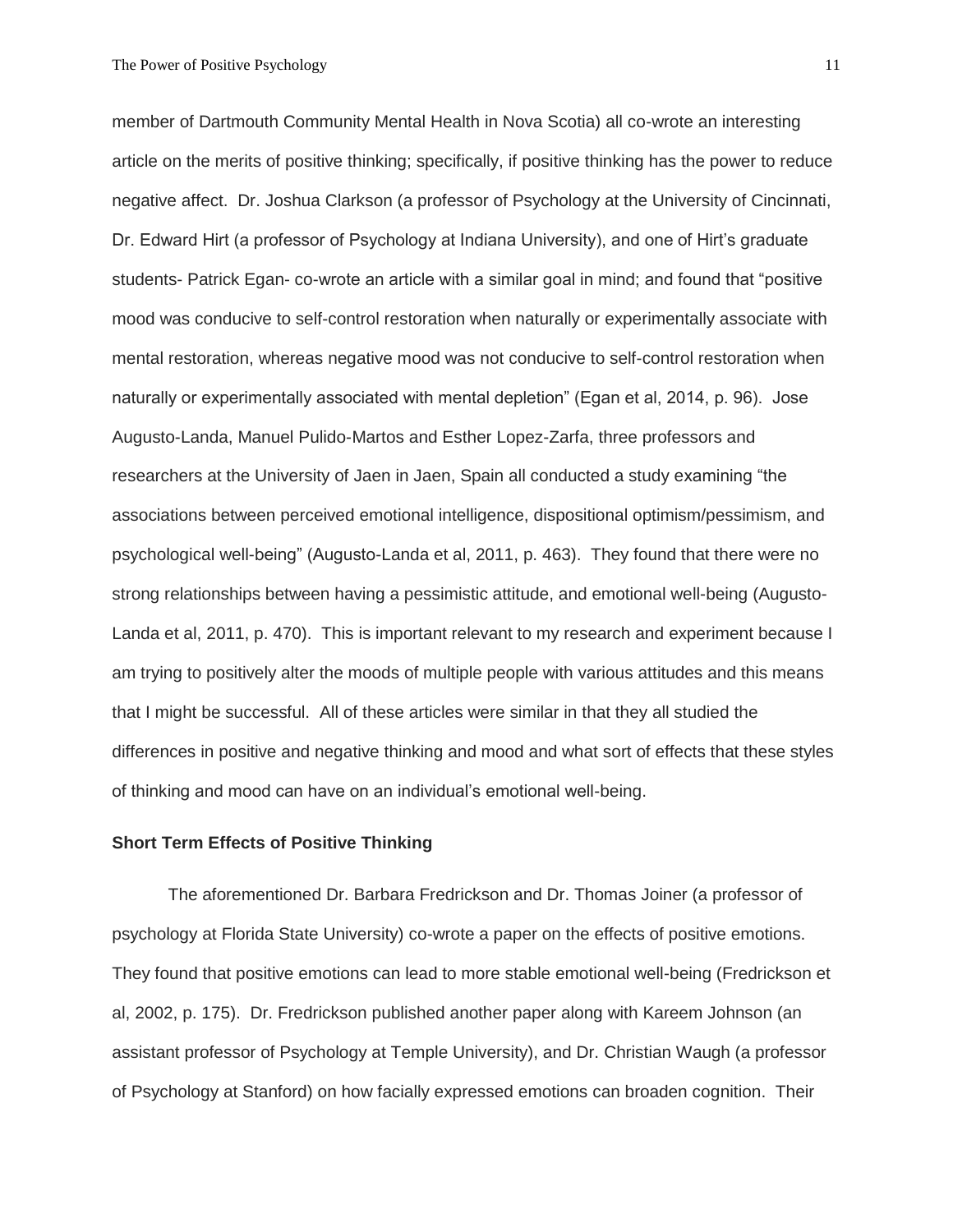member of Dartmouth Community Mental Health in Nova Scotia) all co-wrote an interesting article on the merits of positive thinking; specifically, if positive thinking has the power to reduce negative affect. Dr. Joshua Clarkson (a professor of Psychology at the University of Cincinnati, Dr. Edward Hirt (a professor of Psychology at Indiana University), and one of Hirt's graduate students- Patrick Egan- co-wrote an article with a similar goal in mind; and found that "positive mood was conducive to self-control restoration when naturally or experimentally associate with mental restoration, whereas negative mood was not conducive to self-control restoration when naturally or experimentally associated with mental depletion" (Egan et al, 2014, p. 96). Jose Augusto-Landa, Manuel Pulido-Martos and Esther Lopez-Zarfa, three professors and researchers at the University of Jaen in Jaen, Spain all conducted a study examining "the associations between perceived emotional intelligence, dispositional optimism/pessimism, and psychological well-being" (Augusto-Landa et al, 2011, p. 463). They found that there were no strong relationships between having a pessimistic attitude, and emotional well-being (Augusto-Landa et al, 2011, p. 470). This is important relevant to my research and experiment because I am trying to positively alter the moods of multiple people with various attitudes and this means that I might be successful. All of these articles were similar in that they all studied the differences in positive and negative thinking and mood and what sort of effects that these styles of thinking and mood can have on an individual's emotional well-being.

**Short Term Effects of Positive Thinking**

The aforementioned Dr. Barbara Fredrickson and Dr. Thomas Joiner (a professor of psychology at Florida State University) co-wrote a paper on the effects of positive emotions. They found that positive emotions can lead to more stable emotional well-being (Fredrickson et al, 2002, p. 175). Dr. Fredrickson published another paper along with Kareem Johnson (an assistant professor of Psychology at Temple University), and Dr. Christian Waugh (a professor of Psychology at Stanford) on how facially expressed emotions can broaden cognition. Their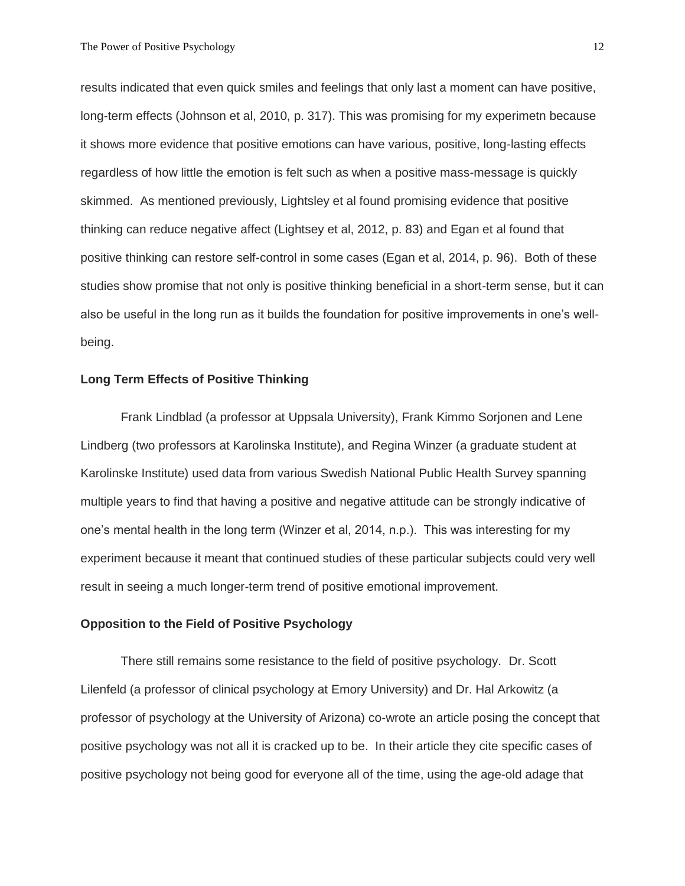results indicated that even quick smiles and feelings that only last a moment can have positive, long-term effects (Johnson et al, 2010, p. 317). This was promising for my experimetn because it shows more evidence that positive emotions can have various, positive, long-lasting effects regardless of how little the emotion is felt such as when a positive mass-message is quickly skimmed. As mentioned previously, Lightsley et al found promising evidence that positive thinking can reduce negative affect (Lightsey et al, 2012, p. 83) and Egan et al found that positive thinking can restore self-control in some cases (Egan et al, 2014, p. 96). Both of these studies show promise that not only is positive thinking beneficial in a short-term sense, but it can also be useful in the long run as it builds the foundation for positive improvements in one's well-being.

**Long Term Effects of Positive Thinking**

Frank Lindblad (a professor at Uppsala University), Frank Kimmo Sorjonen and Lene Lindberg (two professors at Karolinska Institute), and Regina Winzer (a graduate student at Karolinske Institute) used data from various Swedish National Public Health Survey spanning multiple years to find that having a positive and negative attitude can be strongly indicative of one's mental health in the long term (Winzer et al, 2014, n.p.). This was interesting for my experiment because it meant that continued studies of these particular subjects could very well result in seeing a much longer-term trend of positive emotional improvement.

**Opposition to the Field of Positive Psychology**

There still remains some resistance to the field of positive psychology. Dr. Scott Lilenfeld (a professor of clinical psychology at Emory University) and Dr. Hal Arkowitz (a professor of psychology at the University of Arizona) co-wrote an article posing the concept that positive psychology was not all it is cracked up to be. In their article they cite specific cases of positive psychology not being good for everyone all of the time, using the age-old adage that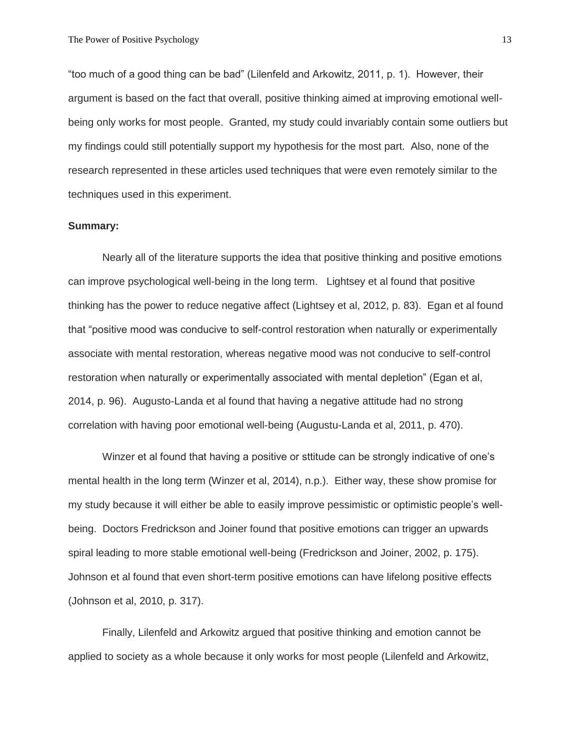"too much of a good thing can be bad" (Lilenfeld and Arkowitz, 2011, p. 1). However, their argument is based on the fact that overall, positive thinking aimed at improving emotional well-being only works for most people. Granted, my study could invariably contain some outliers but my findings could still potentially support my hypothesis for the most part. Also, none of the research represented in these articles used techniques that were even remotely similar to the techniques used in this experiment.

**Summary:**

Nearly all of the literature supports the idea that positive thinking and positive emotions can improve psychological well-being in the long term. Lightsey et al found that positive thinking has the power to reduce negative affect (Lightsey et al, 2012, p. 83). Egan et al found that "positive mood was conducive to self-control restoration when naturally or experimentally associate with mental restoration, whereas negative mood was not conducive to self-control restoration when naturally or experimentally associated with mental depletion" (Egan et al, 2014, p. 96). Augusto-Landa et al found that having a negative attitude had no strong correlation with having poor emotional well-being (Augustu-Landa et al, 2011, p. 470).

Winzer et al found that having a positive or sttitude can be strongly indicative of one's mental health in the long term (Winzer et al, 2014), n.p.). Either way, these show promise for my study because it will either be able to easily improve pessimistic or optimistic people's well-being. Doctors Fredrickson and Joiner found that positive emotions can trigger an upwards spiral leading to more stable emotional well-being (Fredrickson and Joiner, 2002, p. 175). Johnson et al found that even short-term positive emotions can have lifelong positive effects (Johnson et al, 2010, p. 317).

Finally, Lilenfeld and Arkowitz argued that positive thinking and emotion cannot be applied to society as a whole because it only works for most people (Lilenfeld and Arkowitz,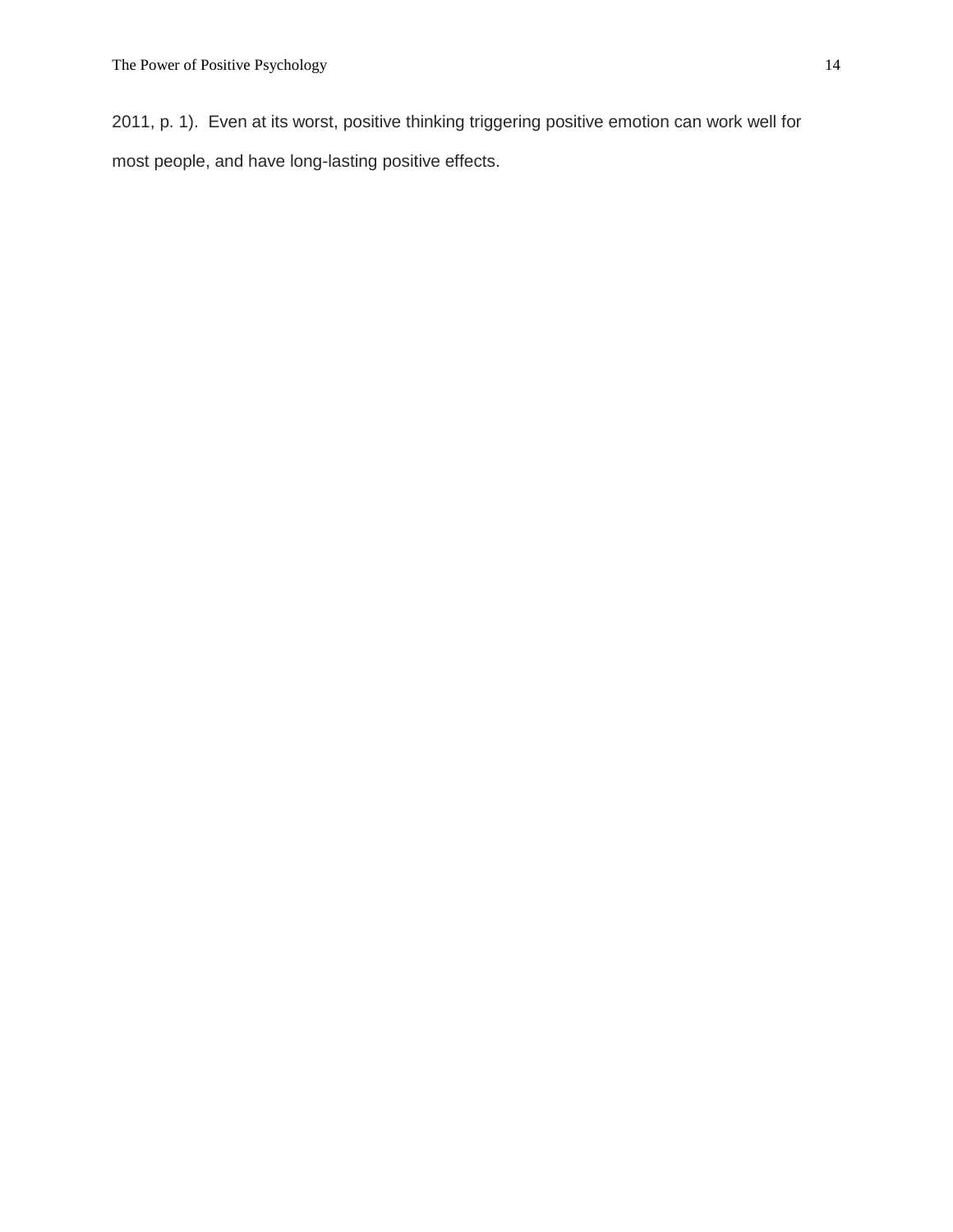2011, p. 1).  Even at its worst, positive thinking triggering positive emotion can work well for most people, and have long-lasting positive effects.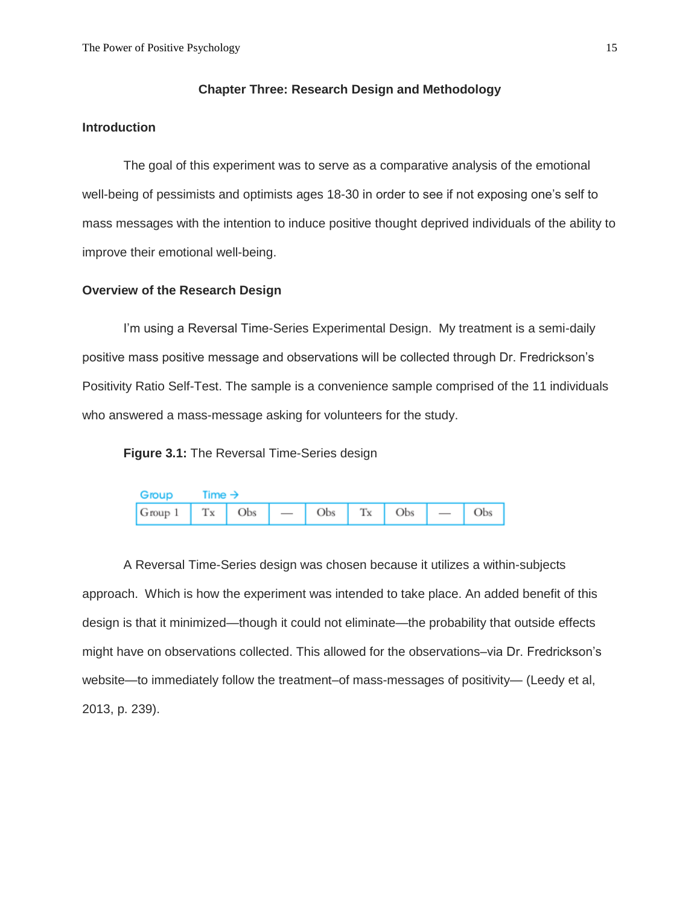## Chapter Three: Research Design and Methodology

### Introduction

The goal of this experiment was to serve as a comparative analysis of the emotional well-being of pessimists and optimists ages 18-30 in order to see if not exposing one's self to mass messages with the intention to induce positive thought deprived individuals of the ability to improve their emotional well-being.

### Overview of the Research Design

I'm using a Reversal Time-Series Experimental Design. My treatment is a semi-daily positive mass positive message and observations will be collected through Dr. Fredrickson's Positivity Ratio Self-Test. The sample is a convenience sample comprised of the 11 individuals who answered a mass-message asking for volunteers for the study.

**Figure 3.1:** The Reversal Time-Series design

| Group | Time → | | | | | | | |
|---|---|---|---|---|---|---|---|---|
| Group 1 | Tx | Obs | — | Obs | Tx | Obs | — | Obs |

A Reversal Time-Series design was chosen because it utilizes a within-subjects approach. Which is how the experiment was intended to take place. An added benefit of this design is that it minimized—though it could not eliminate—the probability that outside effects might have on observations collected. This allowed for the observations–via Dr. Fredrickson's website—to immediately follow the treatment–of mass-messages of positivity— (Leedy et al, 2013, p. 239).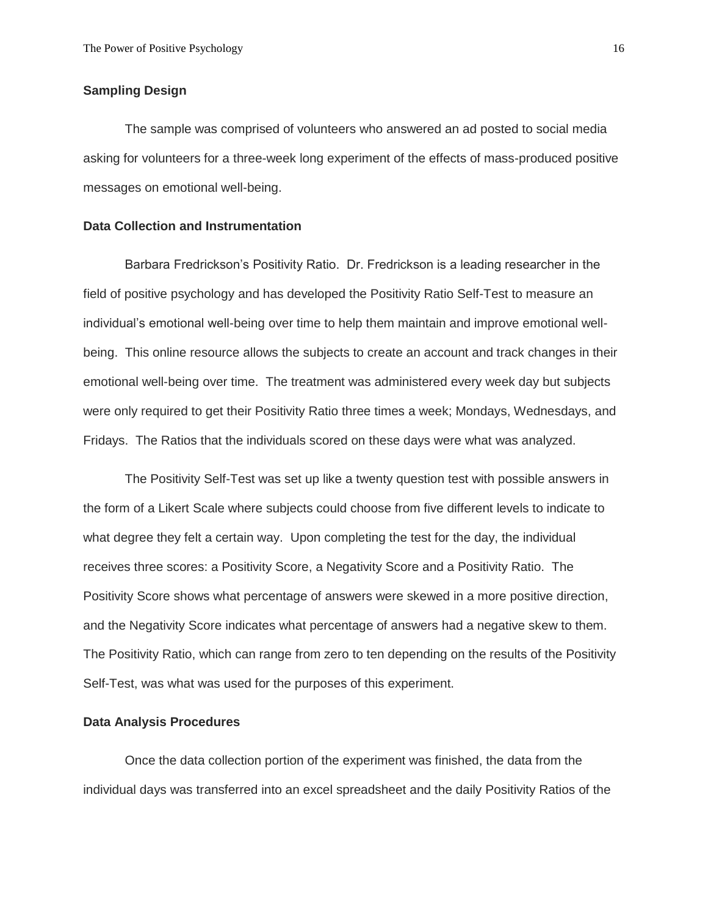## Sampling Design

The sample was comprised of volunteers who answered an ad posted to social media asking for volunteers for a three-week long experiment of the effects of mass-produced positive messages on emotional well-being.

## Data Collection and Instrumentation

Barbara Fredrickson's Positivity Ratio. Dr. Fredrickson is a leading researcher in the field of positive psychology and has developed the Positivity Ratio Self-Test to measure an individual's emotional well-being over time to help them maintain and improve emotional well-being. This online resource allows the subjects to create an account and track changes in their emotional well-being over time. The treatment was administered every week day but subjects were only required to get their Positivity Ratio three times a week; Mondays, Wednesdays, and Fridays. The Ratios that the individuals scored on these days were what was analyzed.

The Positivity Self-Test was set up like a twenty question test with possible answers in the form of a Likert Scale where subjects could choose from five different levels to indicate to what degree they felt a certain way. Upon completing the test for the day, the individual receives three scores: a Positivity Score, a Negativity Score and a Positivity Ratio. The Positivity Score shows what percentage of answers were skewed in a more positive direction, and the Negativity Score indicates what percentage of answers had a negative skew to them. The Positivity Ratio, which can range from zero to ten depending on the results of the Positivity Self-Test, was what was used for the purposes of this experiment.

## Data Analysis Procedures

Once the data collection portion of the experiment was finished, the data from the individual days was transferred into an excel spreadsheet and the daily Positivity Ratios of the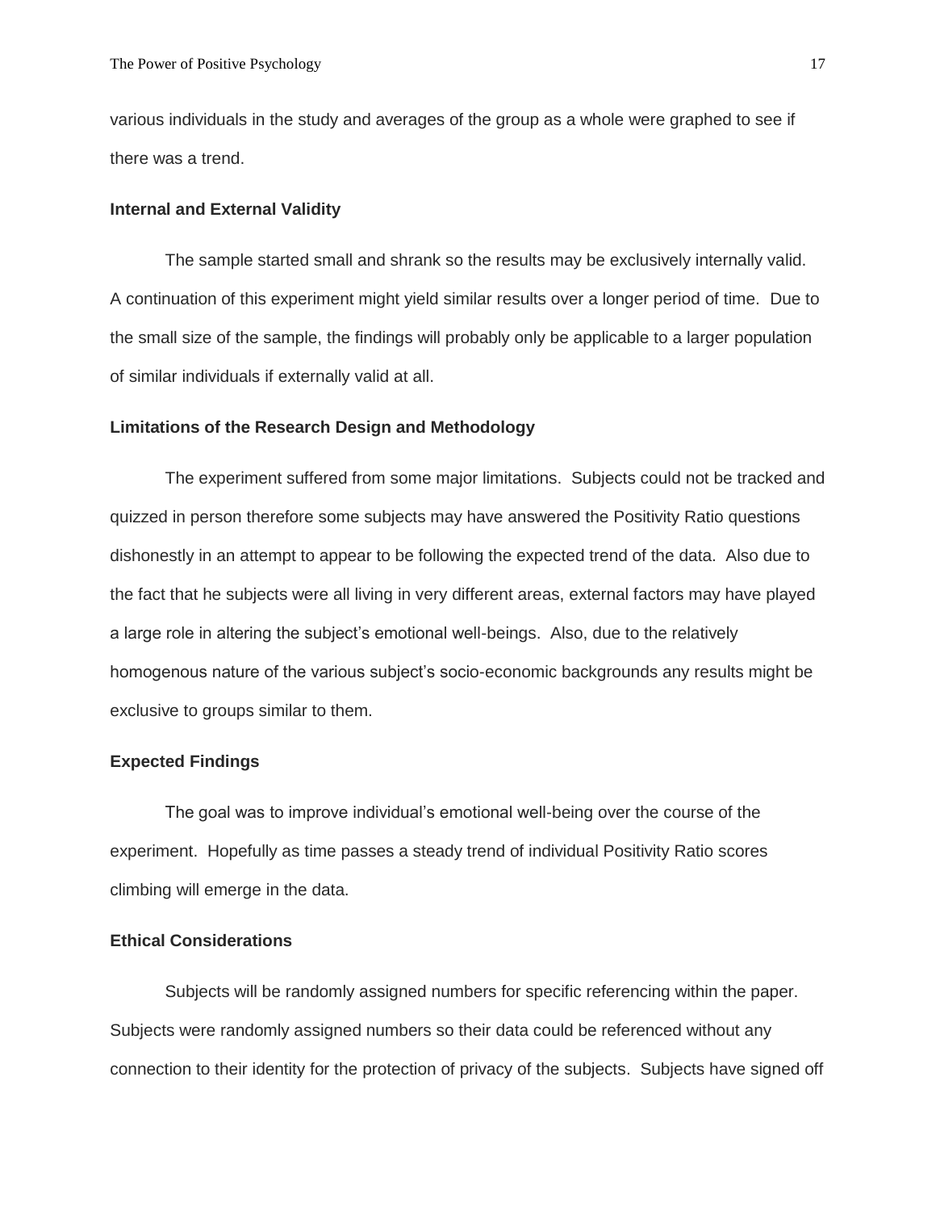various individuals in the study and averages of the group as a whole were graphed to see if there was a trend.

### Internal and External Validity

The sample started small and shrank so the results may be exclusively internally valid. A continuation of this experiment might yield similar results over a longer period of time. Due to the small size of the sample, the findings will probably only be applicable to a larger population of similar individuals if externally valid at all.

### Limitations of the Research Design and Methodology

The experiment suffered from some major limitations. Subjects could not be tracked and quizzed in person therefore some subjects may have answered the Positivity Ratio questions dishonestly in an attempt to appear to be following the expected trend of the data. Also due to the fact that he subjects were all living in very different areas, external factors may have played a large role in altering the subject's emotional well-beings. Also, due to the relatively homogenous nature of the various subject's socio-economic backgrounds any results might be exclusive to groups similar to them.

### Expected Findings

The goal was to improve individual's emotional well-being over the course of the experiment. Hopefully as time passes a steady trend of individual Positivity Ratio scores climbing will emerge in the data.

### Ethical Considerations

Subjects will be randomly assigned numbers for specific referencing within the paper. Subjects were randomly assigned numbers so their data could be referenced without any connection to their identity for the protection of privacy of the subjects. Subjects have signed off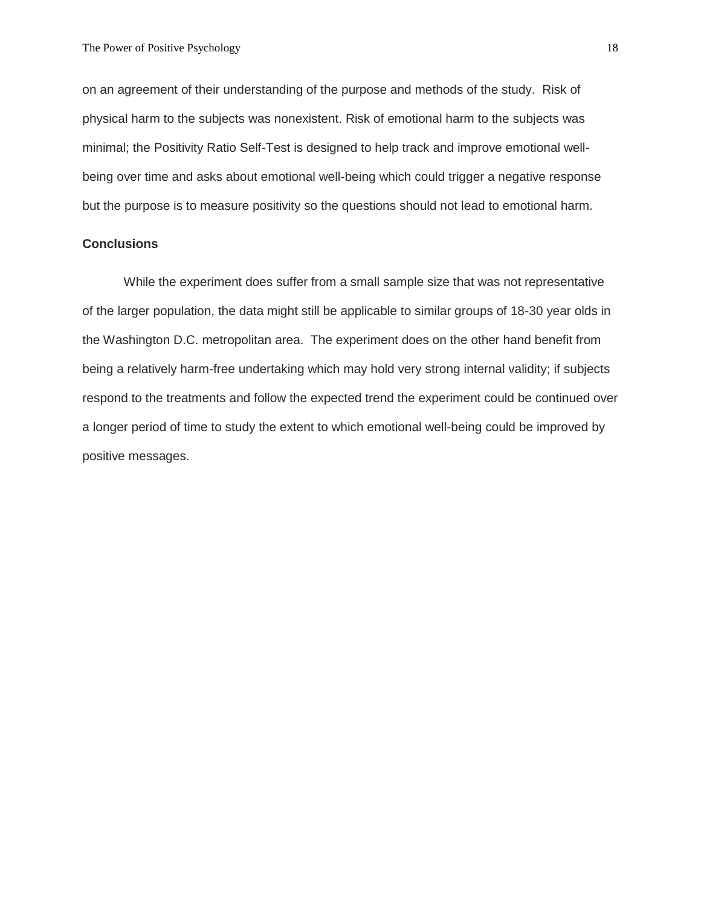on an agreement of their understanding of the purpose and methods of the study. Risk of physical harm to the subjects was nonexistent. Risk of emotional harm to the subjects was minimal; the Positivity Ratio Self-Test is designed to help track and improve emotional well-being over time and asks about emotional well-being which could trigger a negative response but the purpose is to measure positivity so the questions should not lead to emotional harm.

**Conclusions**

While the experiment does suffer from a small sample size that was not representative of the larger population, the data might still be applicable to similar groups of 18-30 year olds in the Washington D.C. metropolitan area. The experiment does on the other hand benefit from being a relatively harm-free undertaking which may hold very strong internal validity; if subjects respond to the treatments and follow the expected trend the experiment could be continued over a longer period of time to study the extent to which emotional well-being could be improved by positive messages.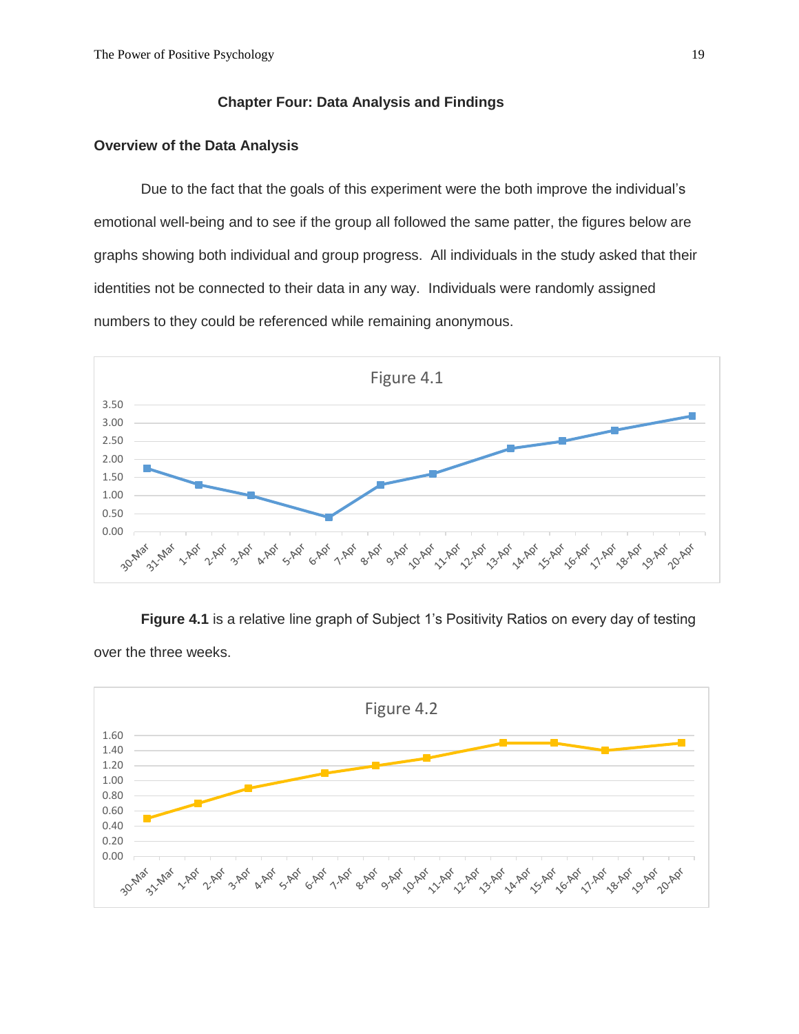## Chapter Four: Data Analysis and Findings

### Overview of the Data Analysis

Due to the fact that the goals of this experiment were the both improve the individual's emotional well-being and to see if the group all followed the same patter, the figures below are graphs showing both individual and group progress. All individuals in the study asked that their identities not be connected to their data in any way. Individuals were randomly assigned numbers to they could be referenced while remaining anonymous.

**Figure 4.1** is a relative line graph of Subject 1's Positivity Ratios on every day of testing over the three weeks.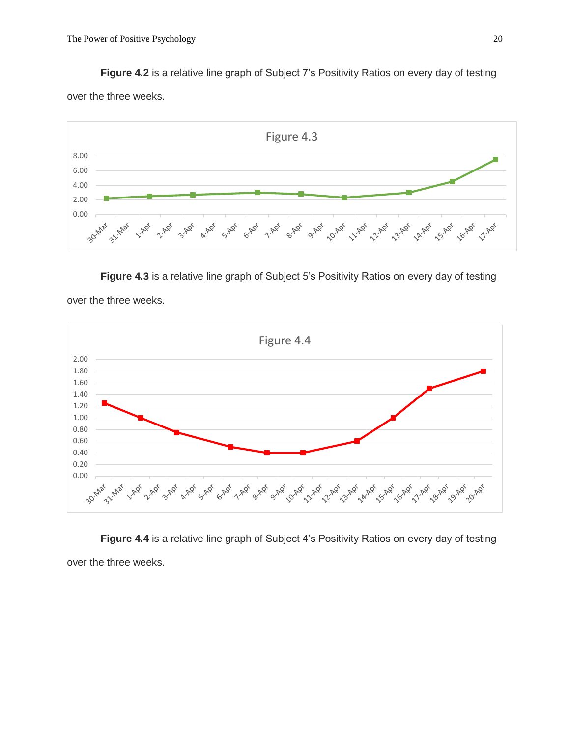**Figure 4.2** is a relative line graph of Subject 7's Positivity Ratios on every day of testing over the three weeks.

**Figure 4.3** is a relative line graph of Subject 5's Positivity Ratios on every day of testing over the three weeks.

**Figure 4.4** is a relative line graph of Subject 4's Positivity Ratios on every day of testing over the three weeks.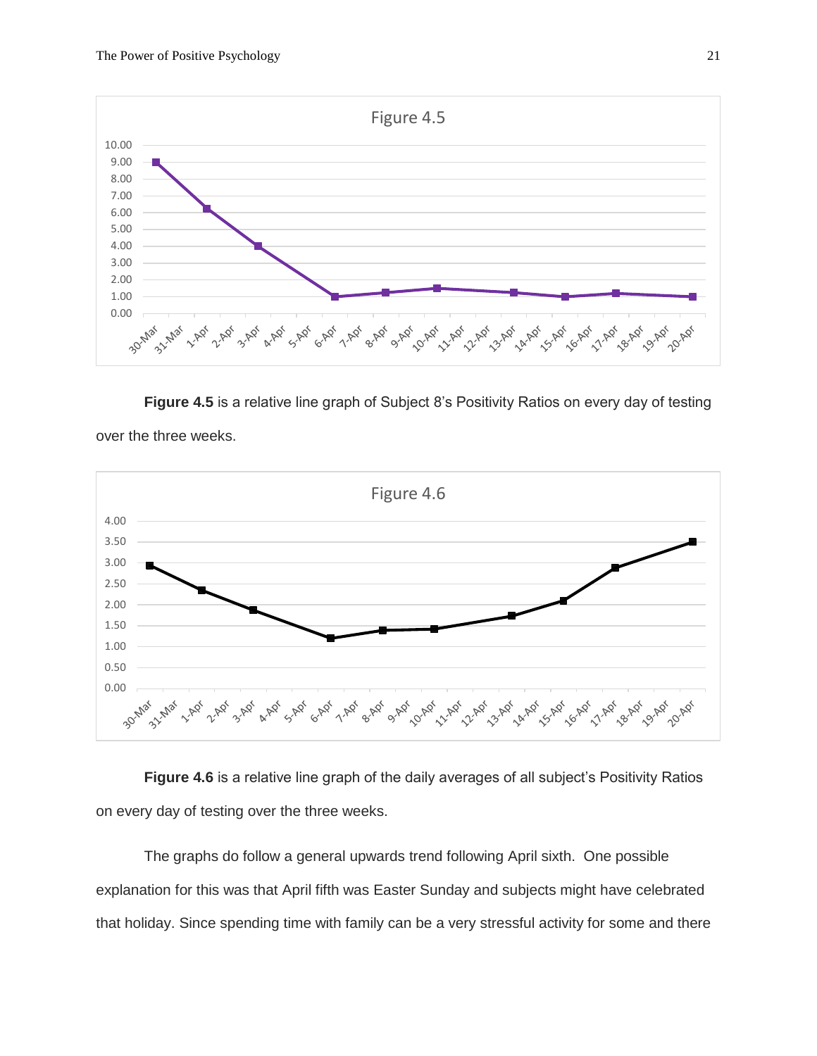**Figure 4.5** is a relative line graph of Subject 8's Positivity Ratios on every day of testing over the three weeks.

**Figure 4.6** is a relative line graph of the daily averages of all subject's Positivity Ratios on every day of testing over the three weeks.

The graphs do follow a general upwards trend following April sixth. One possible explanation for this was that April fifth was Easter Sunday and subjects might have celebrated that holiday. Since spending time with family can be a very stressful activity for some and there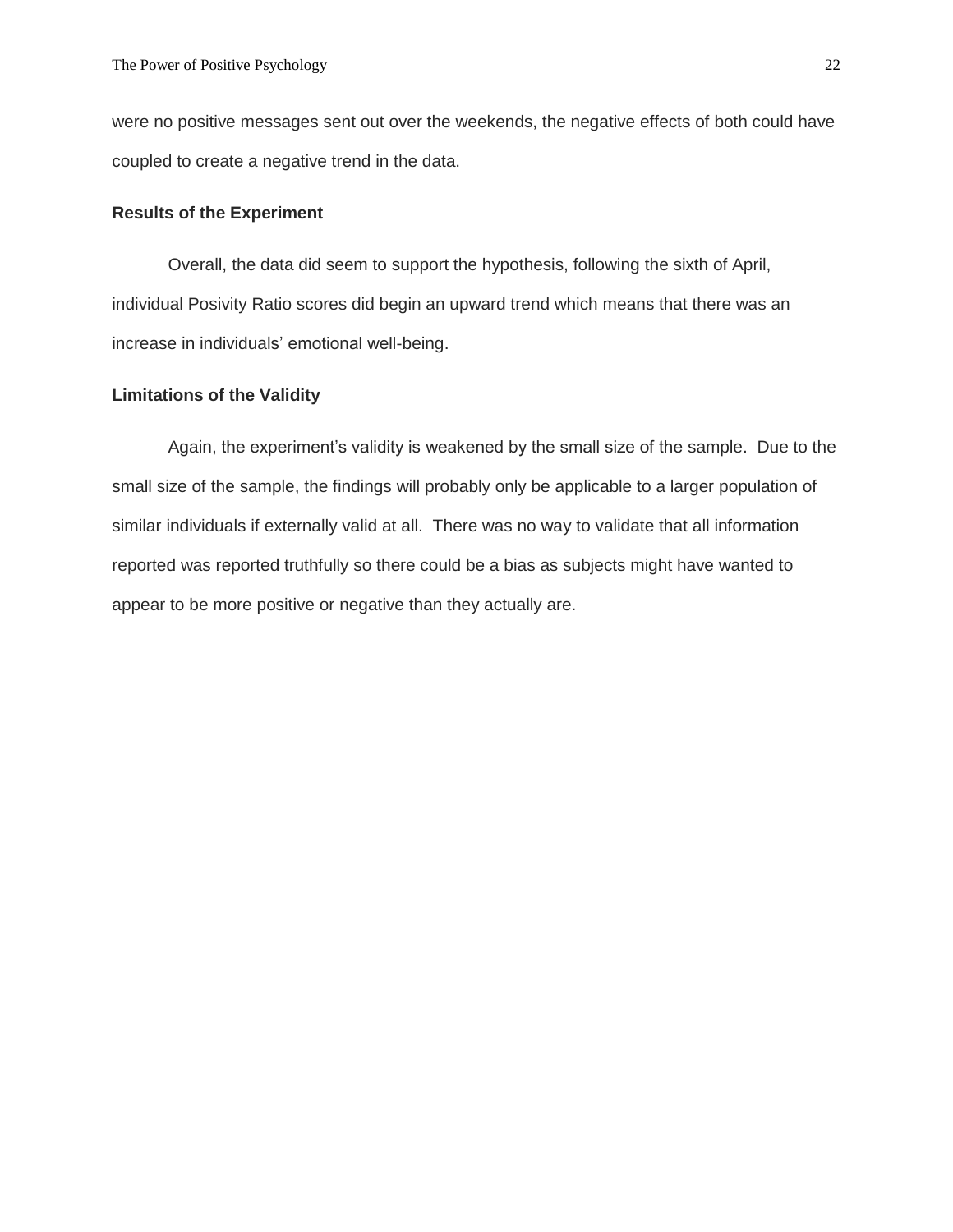were no positive messages sent out over the weekends, the negative effects of both could have coupled to create a negative trend in the data.

**Results of the Experiment**

Overall, the data did seem to support the hypothesis, following the sixth of April, individual Posivity Ratio scores did begin an upward trend which means that there was an increase in individuals' emotional well-being.

**Limitations of the Validity**

Again, the experiment's validity is weakened by the small size of the sample. Due to the small size of the sample, the findings will probably only be applicable to a larger population of similar individuals if externally valid at all. There was no way to validate that all information reported was reported truthfully so there could be a bias as subjects might have wanted to appear to be more positive or negative than they actually are.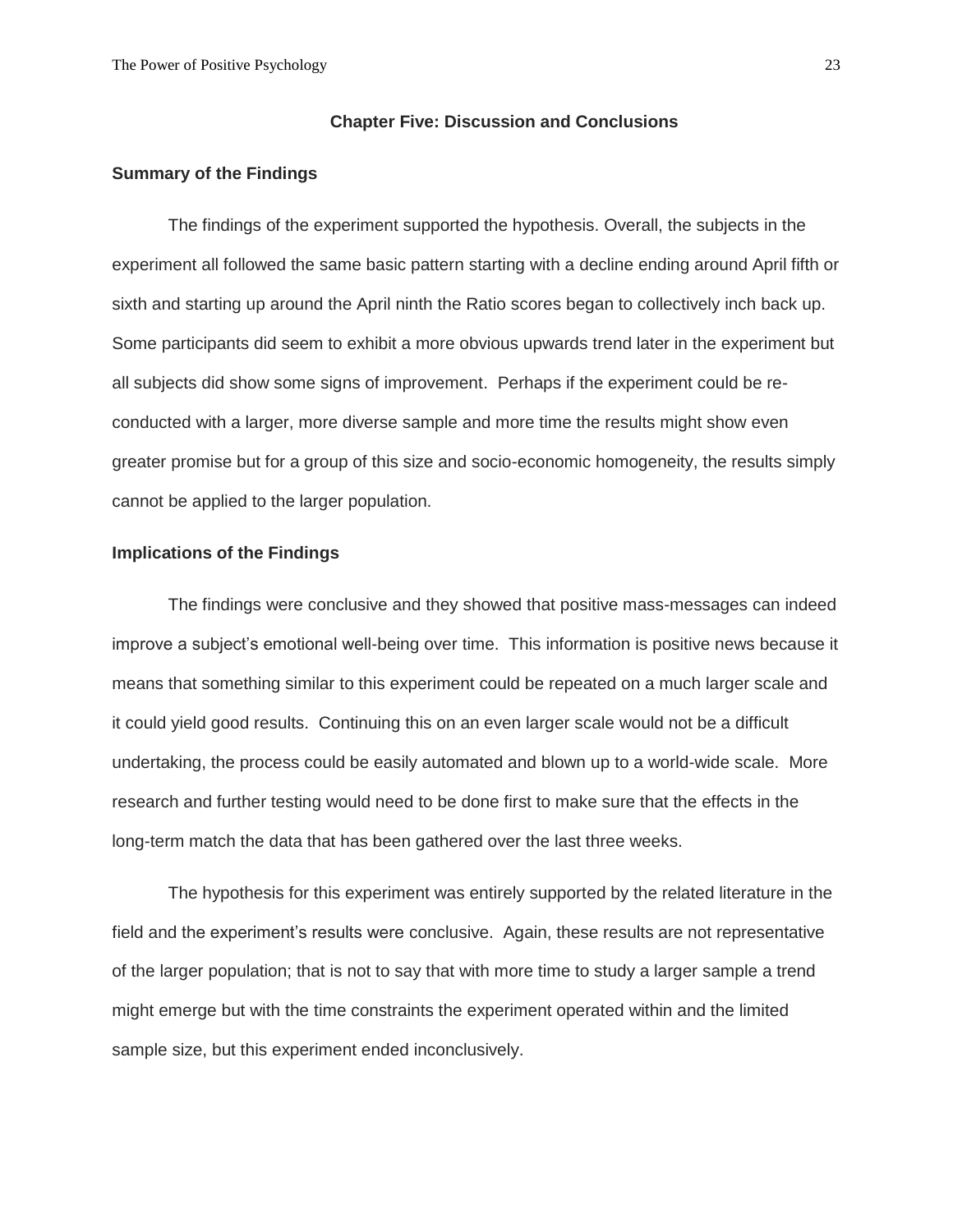## Chapter Five: Discussion and Conclusions

### Summary of the Findings

The findings of the experiment supported the hypothesis. Overall, the subjects in the experiment all followed the same basic pattern starting with a decline ending around April fifth or sixth and starting up around the April ninth the Ratio scores began to collectively inch back up. Some participants did seem to exhibit a more obvious upwards trend later in the experiment but all subjects did show some signs of improvement. Perhaps if the experiment could be re-conducted with a larger, more diverse sample and more time the results might show even greater promise but for a group of this size and socio-economic homogeneity, the results simply cannot be applied to the larger population.

### Implications of the Findings

The findings were conclusive and they showed that positive mass-messages can indeed improve a subject's emotional well-being over time. This information is positive news because it means that something similar to this experiment could be repeated on a much larger scale and it could yield good results. Continuing this on an even larger scale would not be a difficult undertaking, the process could be easily automated and blown up to a world-wide scale. More research and further testing would need to be done first to make sure that the effects in the long-term match the data that has been gathered over the last three weeks.

The hypothesis for this experiment was entirely supported by the related literature in the field and the experiment's results were conclusive. Again, these results are not representative of the larger population; that is not to say that with more time to study a larger sample a trend might emerge but with the time constraints the experiment operated within and the limited sample size, but this experiment ended inconclusively.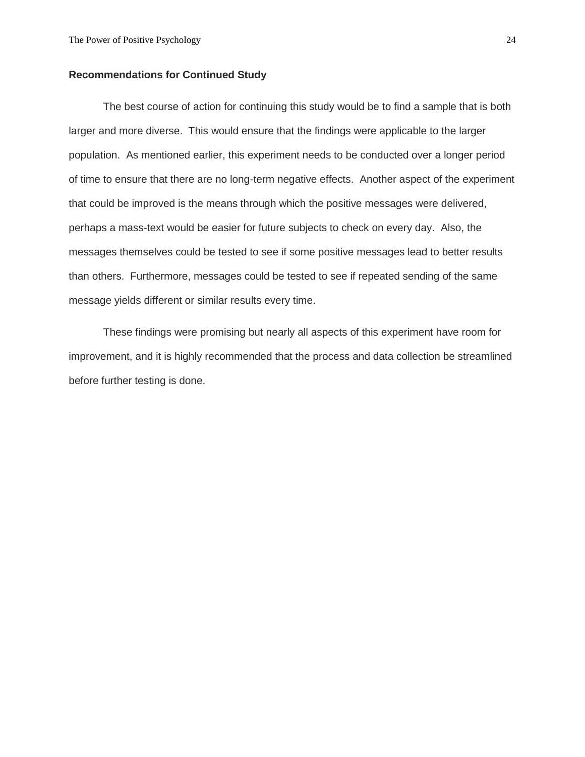## Recommendations for Continued Study

The best course of action for continuing this study would be to find a sample that is both larger and more diverse. This would ensure that the findings were applicable to the larger population. As mentioned earlier, this experiment needs to be conducted over a longer period of time to ensure that there are no long-term negative effects. Another aspect of the experiment that could be improved is the means through which the positive messages were delivered, perhaps a mass-text would be easier for future subjects to check on every day. Also, the messages themselves could be tested to see if some positive messages lead to better results than others. Furthermore, messages could be tested to see if repeated sending of the same message yields different or similar results every time.

These findings were promising but nearly all aspects of this experiment have room for improvement, and it is highly recommended that the process and data collection be streamlined before further testing is done.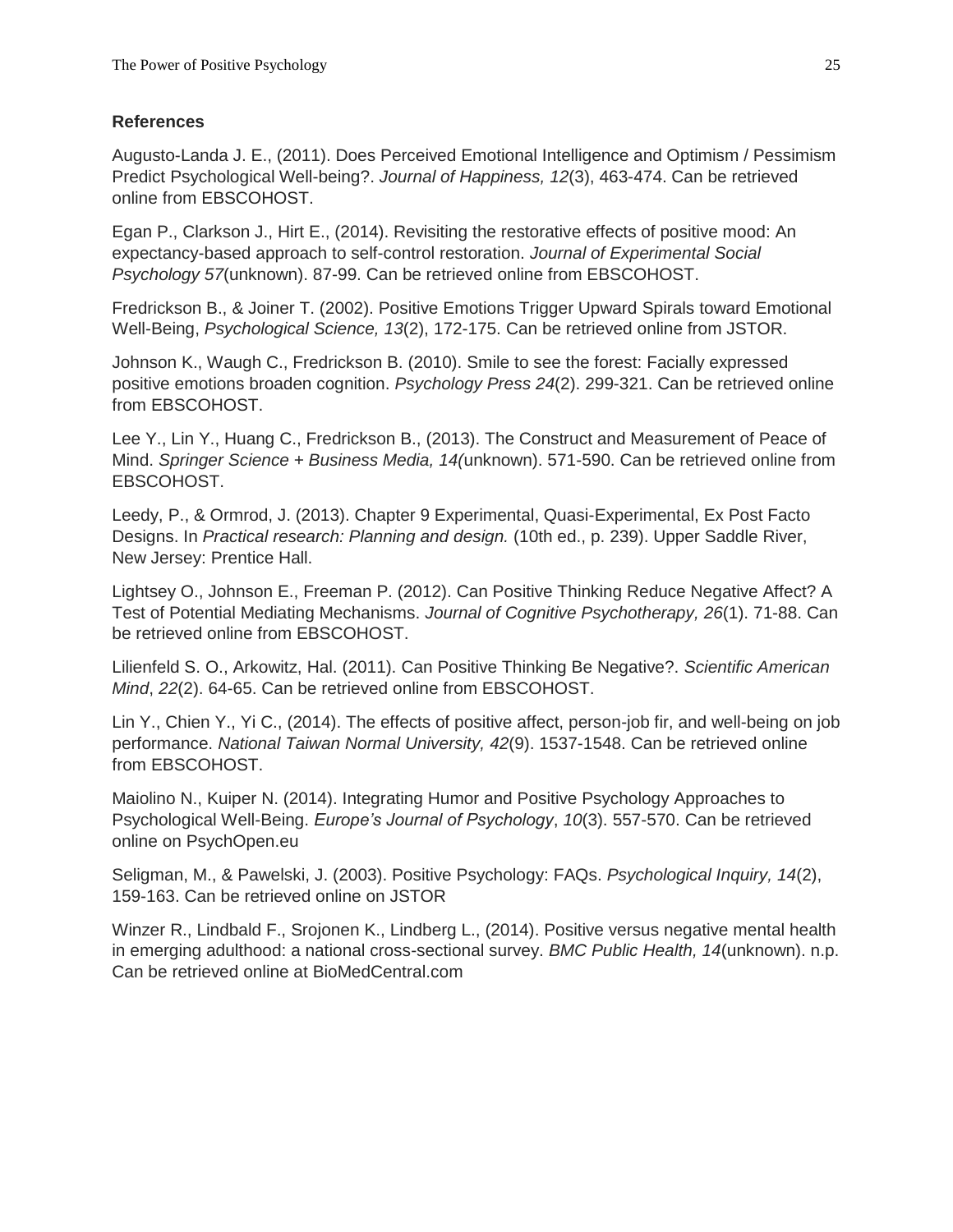**References**

Augusto-Landa J. E., (2011). Does Perceived Emotional Intelligence and Optimism / Pessimism Predict Psychological Well-being?. *Journal of Happiness, 12*(3), 463-474. Can be retrieved online from EBSCOHOST.

Egan P., Clarkson J., Hirt E., (2014). Revisiting the restorative effects of positive mood: An expectancy-based approach to self-control restoration. *Journal of Experimental Social Psychology 57*(unknown). 87-99. Can be retrieved online from EBSCOHOST.

Fredrickson B., & Joiner T. (2002). Positive Emotions Trigger Upward Spirals toward Emotional Well-Being, *Psychological Science, 13*(2), 172-175. Can be retrieved online from JSTOR.

Johnson K., Waugh C., Fredrickson B. (2010). Smile to see the forest: Facially expressed positive emotions broaden cognition. *Psychology Press 24*(2). 299-321. Can be retrieved online from EBSCOHOST.

Lee Y., Lin Y., Huang C., Fredrickson B., (2013). The Construct and Measurement of Peace of Mind. *Springer Science + Business Media, 14(*unknown). 571-590. Can be retrieved online from EBSCOHOST.

Leedy, P., & Ormrod, J. (2013). Chapter 9 Experimental, Quasi-Experimental, Ex Post Facto Designs. In *Practical research: Planning and design.* (10th ed., p. 239). Upper Saddle River, New Jersey: Prentice Hall.

Lightsey O., Johnson E., Freeman P. (2012). Can Positive Thinking Reduce Negative Affect? A Test of Potential Mediating Mechanisms. *Journal of Cognitive Psychotherapy, 26*(1). 71-88. Can be retrieved online from EBSCOHOST.

Lilienfeld S. O., Arkowitz, Hal. (2011). Can Positive Thinking Be Negative?. *Scientific American Mind*, *22*(2). 64-65. Can be retrieved online from EBSCOHOST.

Lin Y., Chien Y., Yi C., (2014). The effects of positive affect, person-job fir, and well-being on job performance. *National Taiwan Normal University, 42*(9). 1537-1548. Can be retrieved online from EBSCOHOST.

Maiolino N., Kuiper N. (2014). Integrating Humor and Positive Psychology Approaches to Psychological Well-Being. *Europe's Journal of Psychology*, *10*(3). 557-570. Can be retrieved online on PsychOpen.eu

Seligman, M., & Pawelski, J. (2003). Positive Psychology: FAQs. *Psychological Inquiry, 14*(2), 159-163. Can be retrieved online on JSTOR

Winzer R., Lindbald F., Srojonen K., Lindberg L., (2014). Positive versus negative mental health in emerging adulthood: a national cross-sectional survey. *BMC Public Health, 14*(unknown). n.p. Can be retrieved online at BioMedCentral.com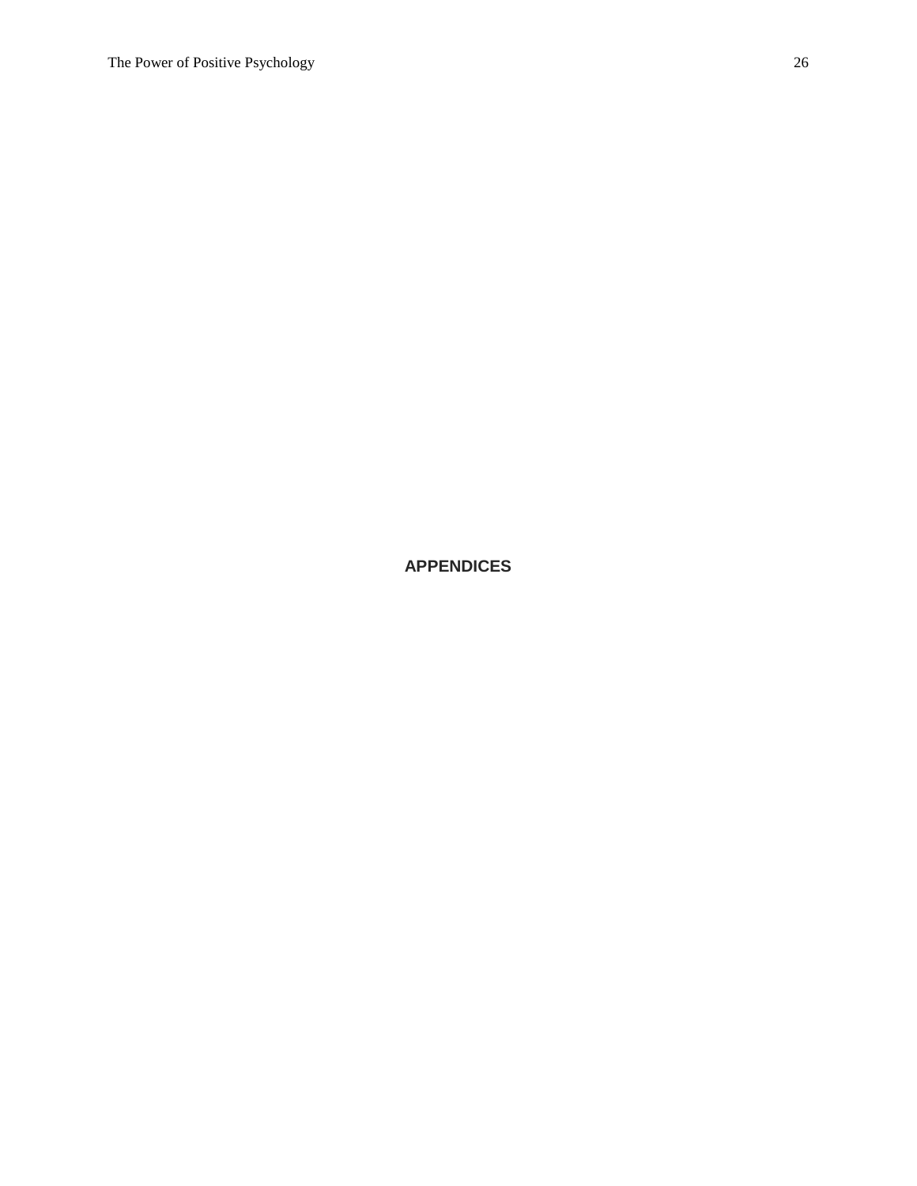# APPENDICES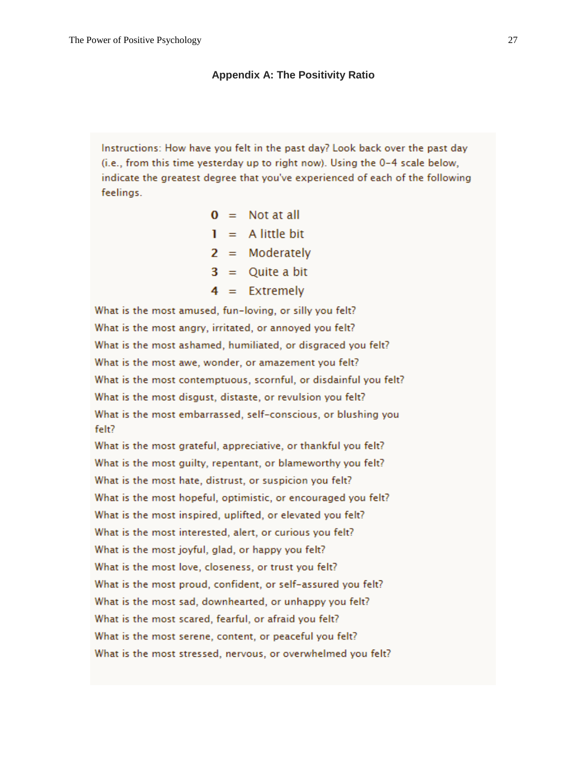## Appendix A: The Positivity Ratio

Instructions: How have you felt in the past day? Look back over the past day (i.e., from this time yesterday up to right now). Using the 0-4 scale below, indicate the greatest degree that you've experienced of each of the following feelings.

**0** = Not at all
**1** = A little bit
**2** = Moderately
**3** = Quite a bit
**4** = Extremely

What is the most amused, fun-loving, or silly you felt?
What is the most angry, irritated, or annoyed you felt?
What is the most ashamed, humiliated, or disgraced you felt?
What is the most awe, wonder, or amazement you felt?
What is the most contemptuous, scornful, or disdainful you felt?
What is the most disgust, distaste, or revulsion you felt?
What is the most embarrassed, self-conscious, or blushing you felt?
What is the most grateful, appreciative, or thankful you felt?
What is the most guilty, repentant, or blameworthy you felt?
What is the most hate, distrust, or suspicion you felt?
What is the most hopeful, optimistic, or encouraged you felt?
What is the most inspired, uplifted, or elevated you felt?
What is the most interested, alert, or curious you felt?
What is the most joyful, glad, or happy you felt?
What is the most love, closeness, or trust you felt?
What is the most proud, confident, or self-assured you felt?
What is the most sad, downhearted, or unhappy you felt?
What is the most scared, fearful, or afraid you felt?
What is the most serene, content, or peaceful you felt?
What is the most stressed, nervous, or overwhelmed you felt?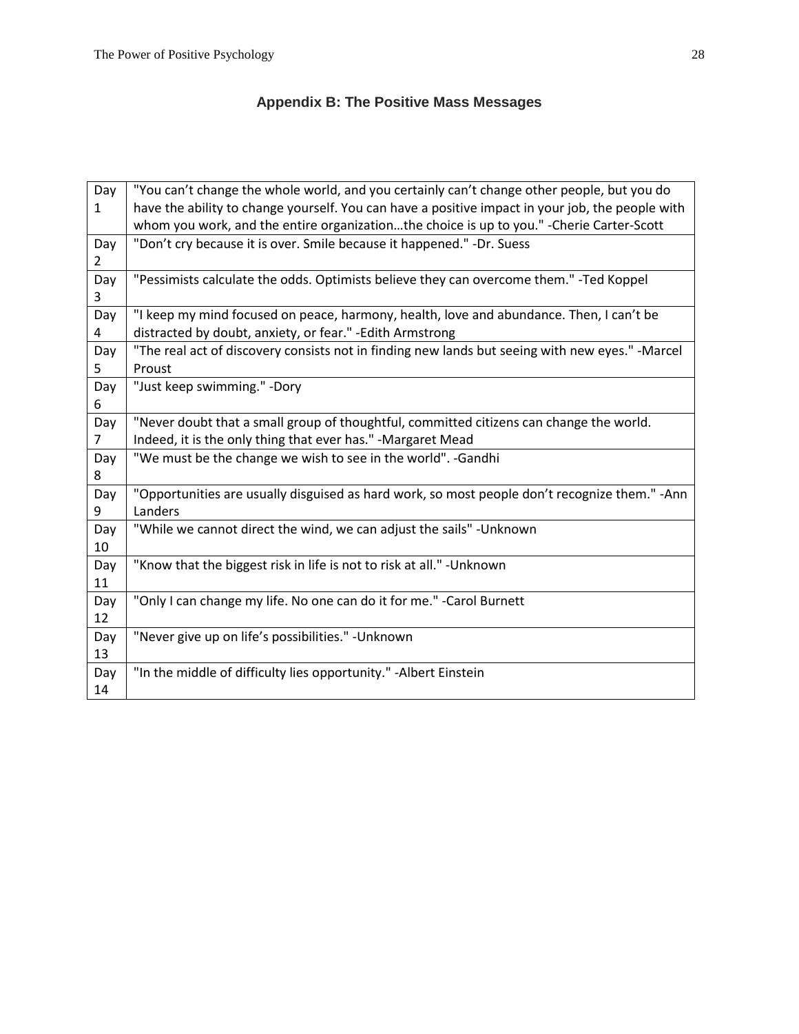## Appendix B: The Positive Mass Messages

| Day | Message |
|---|---|
| Day 1 | "You can't change the whole world, and you certainly can't change other people, but you do have the ability to change yourself. You can have a positive impact in your job, the people with whom you work, and the entire organization…the choice is up to you." -Cherie Carter-Scott |
| Day 2 | "Don't cry because it is over. Smile because it happened." -Dr. Suess |
| Day 3 | "Pessimists calculate the odds. Optimists believe they can overcome them." -Ted Koppel |
| Day 4 | "I keep my mind focused on peace, harmony, health, love and abundance. Then, I can't be distracted by doubt, anxiety, or fear." -Edith Armstrong |
| Day 5 | "The real act of discovery consists not in finding new lands but seeing with new eyes." -Marcel Proust |
| Day 6 | "Just keep swimming." -Dory |
| Day 7 | "Never doubt that a small group of thoughtful, committed citizens can change the world. Indeed, it is the only thing that ever has." -Margaret Mead |
| Day 8 | "We must be the change we wish to see in the world". -Gandhi |
| Day 9 | "Opportunities are usually disguised as hard work, so most people don't recognize them." -Ann Landers |
| Day 10 | "While we cannot direct the wind, we can adjust the sails" -Unknown |
| Day 11 | "Know that the biggest risk in life is not to risk at all." -Unknown |
| Day 12 | "Only I can change my life. No one can do it for me." -Carol Burnett |
| Day 13 | "Never give up on life's possibilities." -Unknown |
| Day 14 | "In the middle of difficulty lies opportunity." -Albert Einstein |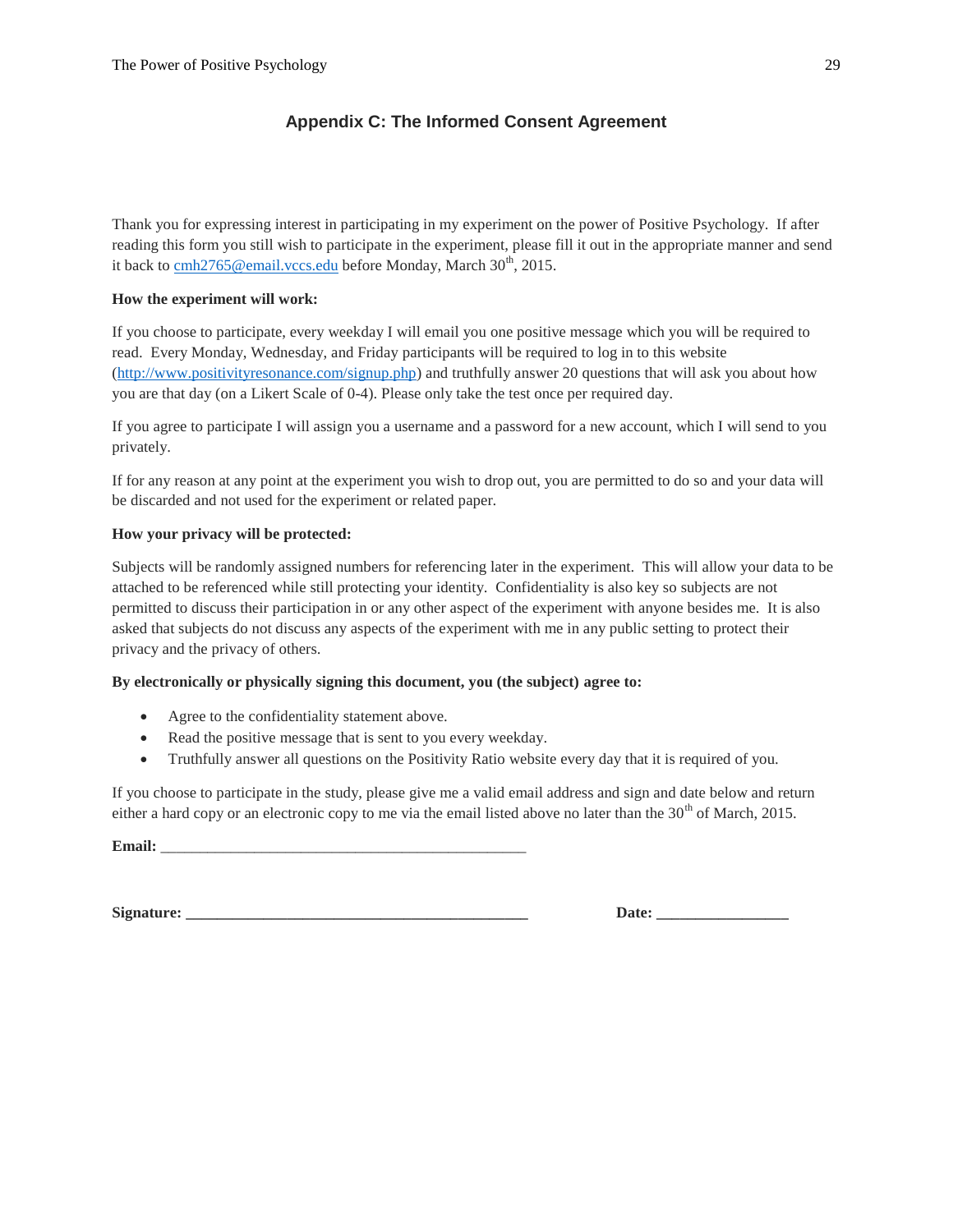## Appendix C: The Informed Consent Agreement

Thank you for expressing interest in participating in my experiment on the power of Positive Psychology. If after reading this form you still wish to participate in the experiment, please fill it out in the appropriate manner and send it back to cmh2765@email.vccs.edu before Monday, March 30th, 2015.

**How the experiment will work:**

If you choose to participate, every weekday I will email you one positive message which you will be required to read. Every Monday, Wednesday, and Friday participants will be required to log in to this website (http://www.positivityresonance.com/signup.php) and truthfully answer 20 questions that will ask you about how you are that day (on a Likert Scale of 0-4). Please only take the test once per required day.

If you agree to participate I will assign you a username and a password for a new account, which I will send to you privately.

If for any reason at any point at the experiment you wish to drop out, you are permitted to do so and your data will be discarded and not used for the experiment or related paper.

**How your privacy will be protected:**

Subjects will be randomly assigned numbers for referencing later in the experiment. This will allow your data to be attached to be referenced while still protecting your identity. Confidentiality is also key so subjects are not permitted to discuss their participation in or any other aspect of the experiment with anyone besides me. It is also asked that subjects do not discuss any aspects of the experiment with me in any public setting to protect their privacy and the privacy of others.

**By electronically or physically signing this document, you (the subject) agree to:**

- Agree to the confidentiality statement above.
- Read the positive message that is sent to you every weekday.
- Truthfully answer all questions on the Positivity Ratio website every day that it is required of you.

If you choose to participate in the study, please give me a valid email address and sign and date below and return either a hard copy or an electronic copy to me via the email listed above no later than the 30th of March, 2015.

**Email:** ______________________________________________

**Signature: ______________________________________________** **Date: _________________**